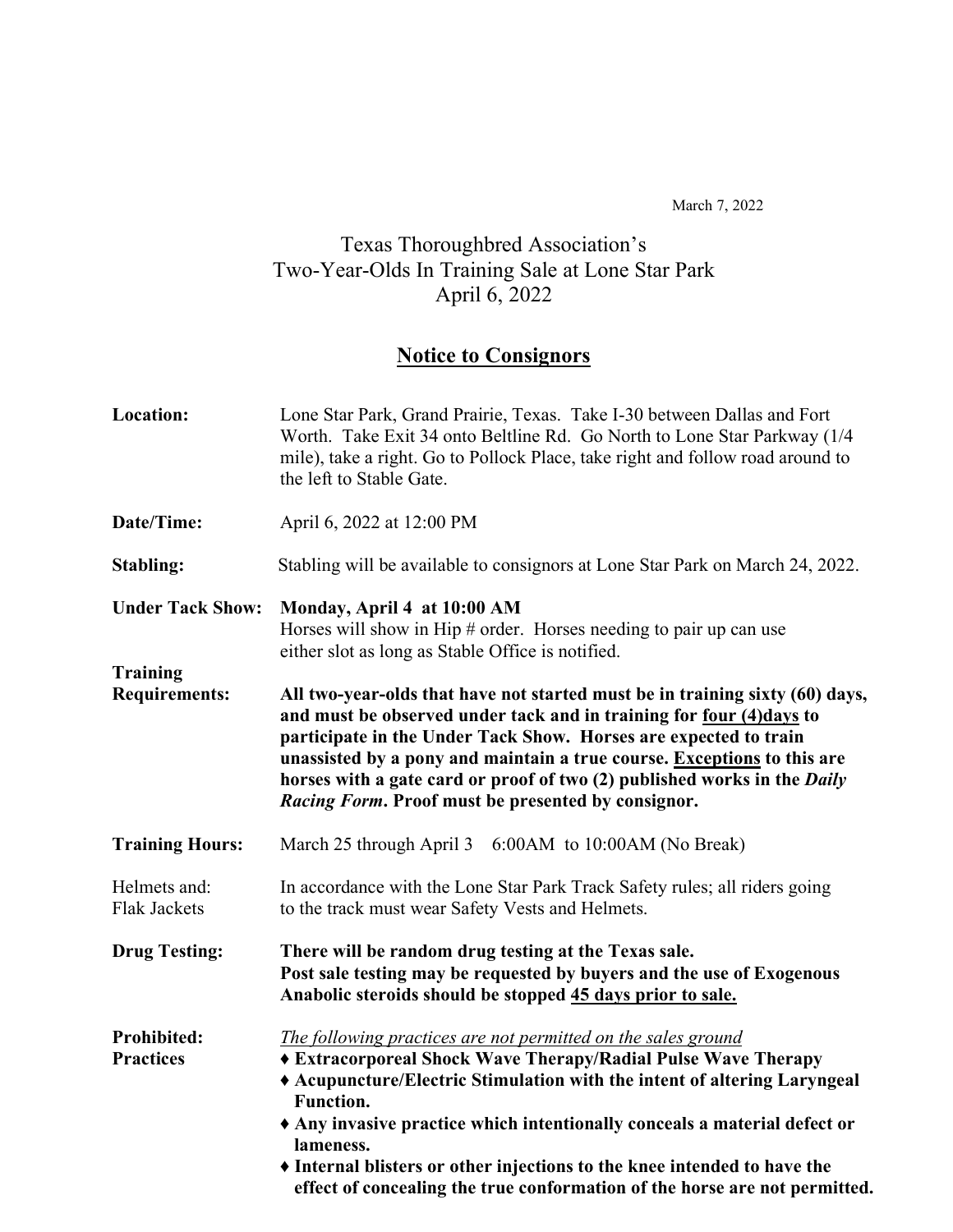March 7, 2022

# Texas Thoroughbred Association's
# Two-Year-Olds In Training Sale at Lone Star Park
# April 6, 2022

## Notice to Consignors

**Location:** Lone Star Park, Grand Prairie, Texas. Take I-30 between Dallas and Fort Worth. Take Exit 34 onto Beltline Rd. Go North to Lone Star Parkway (1/4 mile), take a right. Go to Pollock Place, take right and follow road around to the left to Stable Gate.

**Date/Time:** April 6, 2022 at 12:00 PM

**Stabling:** Stabling will be available to consignors at Lone Star Park on March 24, 2022.

**Under Tack Show:** **Monday, April 4 at 10:00 AM**
Horses will show in Hip # order. Horses needing to pair up can use either slot as long as Stable Office is notified.

**Training Requirements:** **All two-year-olds that have not started must be in training sixty (60) days, and must be observed under tack and in training for <u>four (4)days</u> to participate in the Under Tack Show. Horses are expected to train unassisted by a pony and maintain a true course. <u>Exceptions</u> to this are horses with a gate card or proof of two (2) published works in the *Daily Racing Form*. Proof must be presented by consignor.**

**Training Hours:** March 25 through April 3 6:00AM to 10:00AM (No Break)

Helmets and: Flak Jackets — In accordance with the Lone Star Park Track Safety rules; all riders going to the track must wear Safety Vests and Helmets.

**Drug Testing:** **There will be random drug testing at the Texas sale. Post sale testing may be requested by buyers and the use of Exogenous Anabolic steroids should be stopped <u>45 days prior to sale.</u>**

**Prohibited: Practices**
*<u>The following practices are not permitted on the sales ground</u>*

- **Extracorporeal Shock Wave Therapy/Radial Pulse Wave Therapy**
- **Acupuncture/Electric Stimulation with the intent of altering Laryngeal Function.**
- **Any invasive practice which intentionally conceals a material defect or lameness.**
- **Internal blisters or other injections to the knee intended to have the effect of concealing the true conformation of the horse are not permitted.**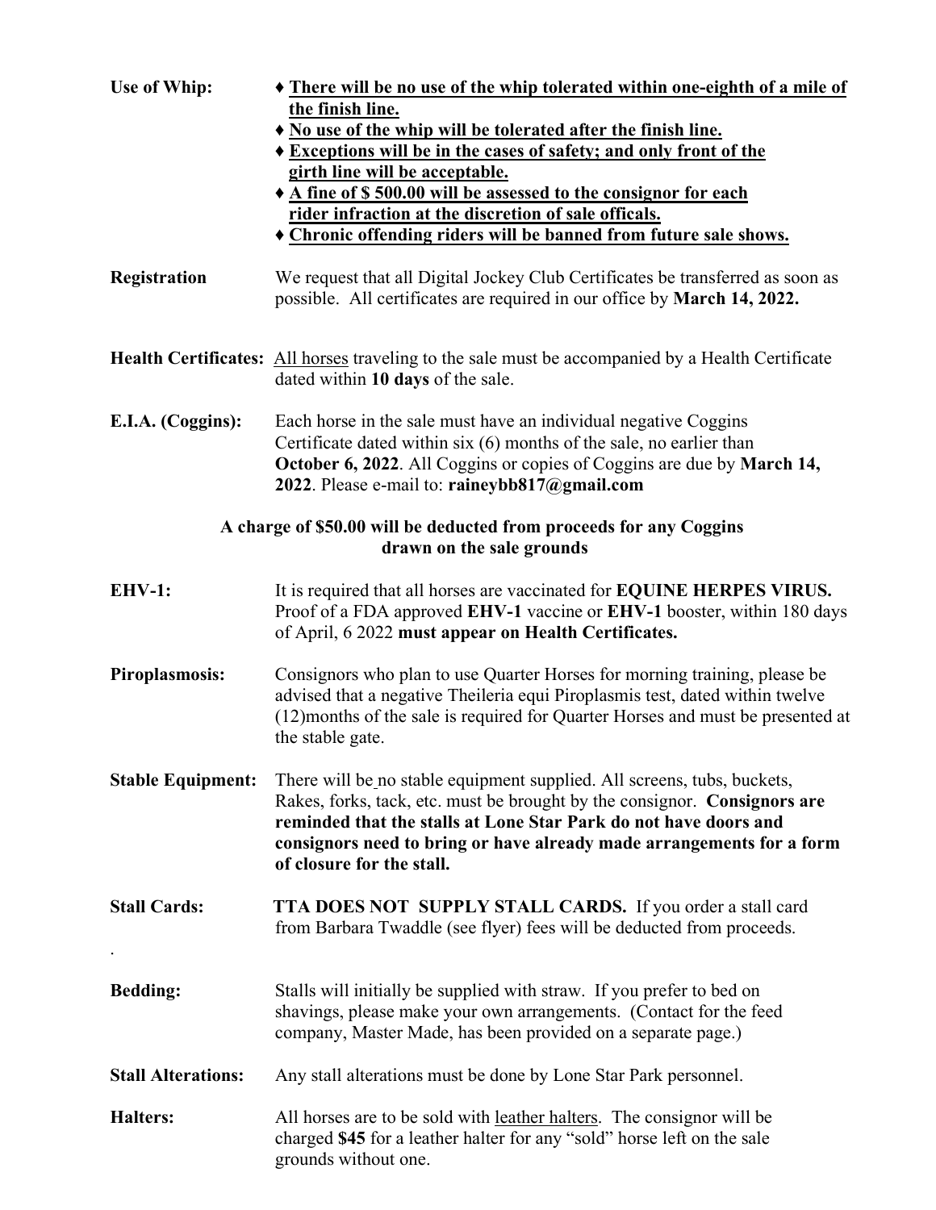**Use of Whip:**

- <u>**There will be no use of the whip tolerated within one-eighth of a mile of the finish line.**</u>
- <u>**No use of the whip will be tolerated after the finish line.**</u>
- <u>**Exceptions will be in the cases of safety; and only front of the girth line will be acceptable.**</u>
- <u>**A fine of $ 500.00 will be assessed to the consignor for each rider infraction at the discretion of sale officals.**</u>
- <u>**Chronic offending riders will be banned from future sale shows.**</u>

**Registration** We request that all Digital Jockey Club Certificates be transferred as soon as possible. All certificates are required in our office by **March 14, 2022.**

**Health Certificates:** <u>All horses</u> traveling to the sale must be accompanied by a Health Certificate dated within **10 days** of the sale.

**E.I.A. (Coggins):** Each horse in the sale must have an individual negative Coggins Certificate dated within six (6) months of the sale, no earlier than **October 6, 2022**. All Coggins or copies of Coggins are due by **March 14, 2022**. Please e-mail to: **raineybb817@gmail.com**

**A charge of $50.00 will be deducted from proceeds for any Coggins drawn on the sale grounds**

**EHV-1:** It is required that all horses are vaccinated for **EQUINE HERPES VIRUS.** Proof of a FDA approved **EHV-1** vaccine or **EHV-1** booster, within 180 days of April, 6 2022 **must appear on Health Certificates.**

**Piroplasmosis:** Consignors who plan to use Quarter Horses for morning training, please be advised that a negative Theileria equi Piroplasmis test, dated within twelve (12)months of the sale is required for Quarter Horses and must be presented at the stable gate.

**Stable Equipment:** There will be no stable equipment supplied. All screens, tubs, buckets, Rakes, forks, tack, etc. must be brought by the consignor. **Consignors are reminded that the stalls at Lone Star Park do not have doors and consignors need to bring or have already made arrangements for a form of closure for the stall.**

**Stall Cards:** **TTA DOES NOT SUPPLY STALL CARDS.** If you order a stall card from Barbara Twaddle (see flyer) fees will be deducted from proceeds.

**Bedding:** Stalls will initially be supplied with straw. If you prefer to bed on shavings, please make your own arrangements. (Contact for the feed company, Master Made, has been provided on a separate page.)

**Stall Alterations:** Any stall alterations must be done by Lone Star Park personnel.

**Halters:** All horses are to be sold with <u>leather halters</u>. The consignor will be charged **$45** for a leather halter for any "sold" horse left on the sale grounds without one.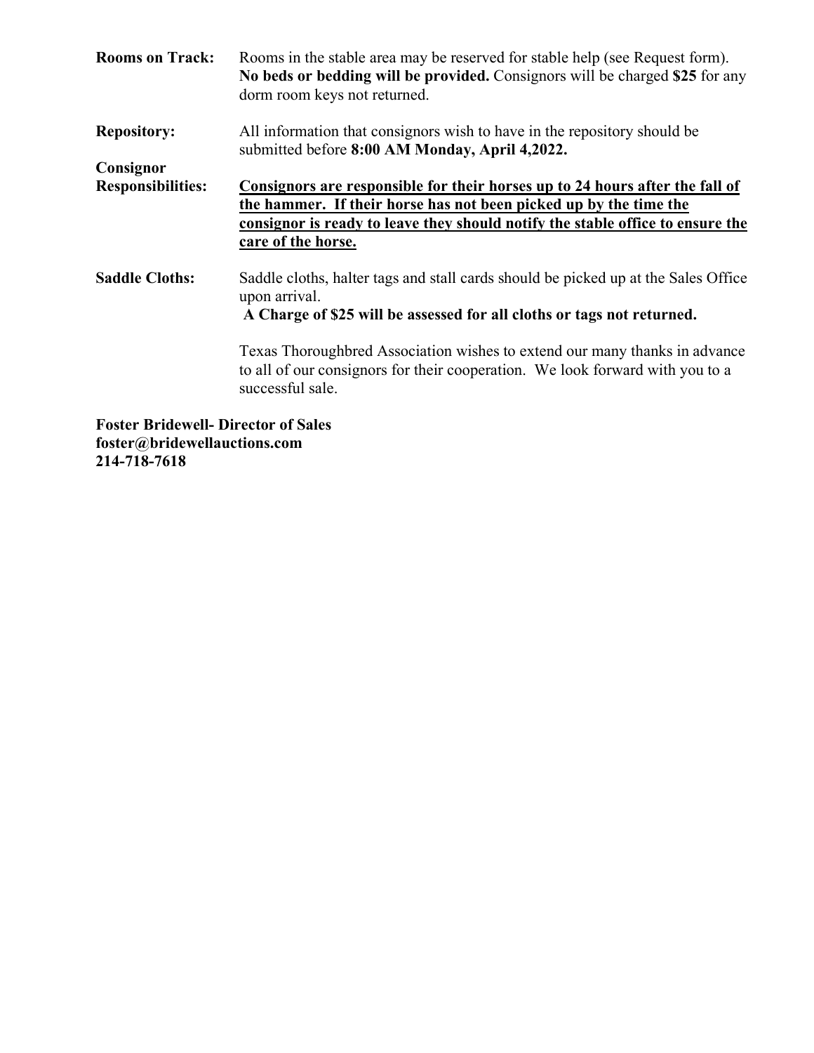**Rooms on Track:** Rooms in the stable area may be reserved for stable help (see Request form). **No beds or bedding will be provided.** Consignors will be charged **$25** for any dorm room keys not returned.

**Repository:** All information that consignors wish to have in the repository should be submitted before **8:00 AM Monday, April 4,2022.**

**Consignor Responsibilities:** **<u>Consignors are responsible for their horses up to 24 hours after the fall of the hammer. If their horse has not been picked up by the time the consignor is ready to leave they should notify the stable office to ensure the care of the horse.</u>**

**Saddle Cloths:** Saddle cloths, halter tags and stall cards should be picked up at the Sales Office upon arrival.
**A Charge of $25 will be assessed for all cloths or tags not returned.**

Texas Thoroughbred Association wishes to extend our many thanks in advance to all of our consignors for their cooperation. We look forward with you to a successful sale.

**Foster Bridewell- Director of Sales**
**foster@bridewellauctions.com**
**214-718-7618**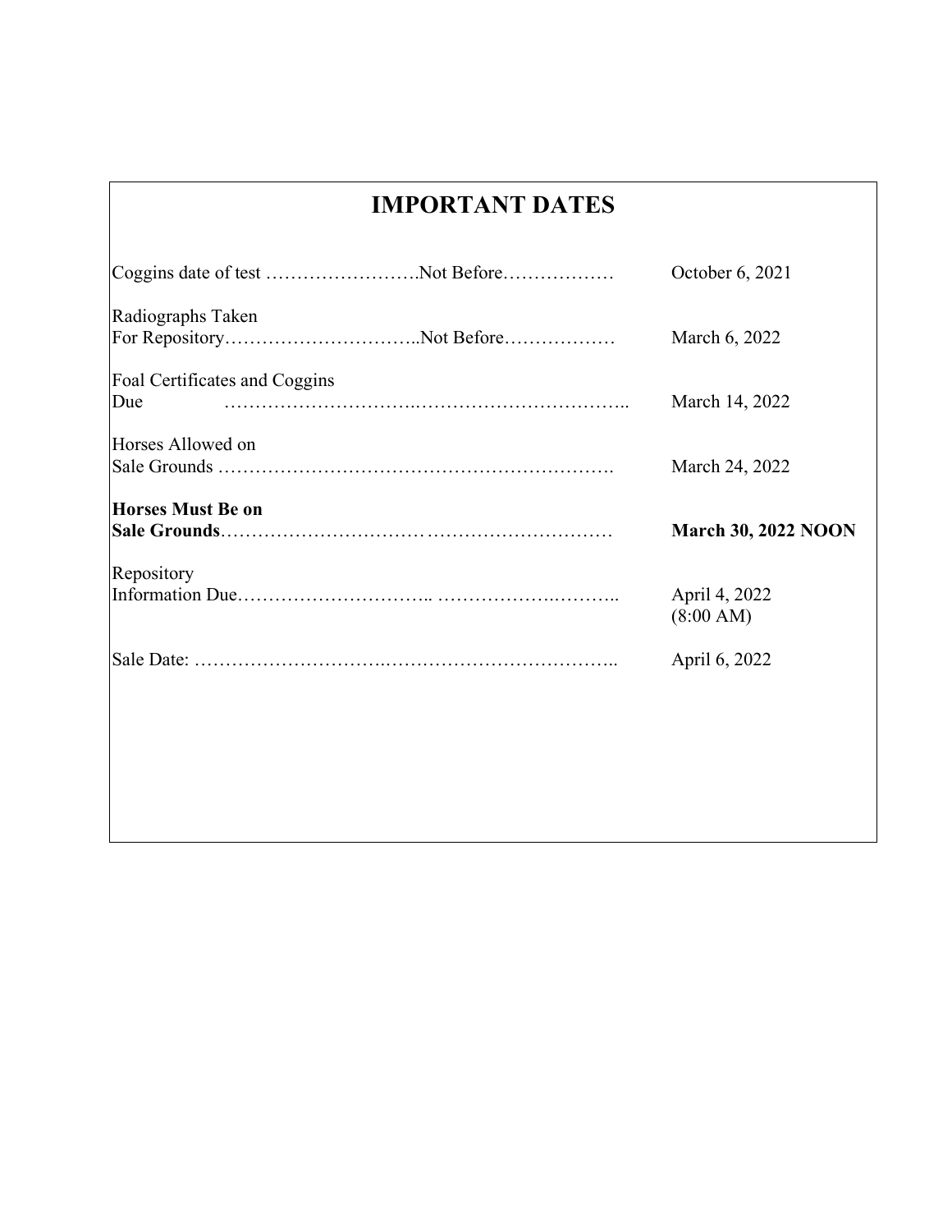# IMPORTANT DATES

| | |
|---|---|
| Coggins date of test ……………………Not Before……………… | October 6, 2021 |
| Radiographs Taken For Repository…………………………..Not Before……………… | March 6, 2022 |
| Foal Certificates and Coggins Due …………………………..…………………………….. | March 14, 2022 |
| Horses Allowed on Sale Grounds ………………………………………………………. | March 24, 2022 |
| **Horses Must Be on Sale Grounds**………………………………………………………… | **March 30, 2022 NOON** |
| Repository Information Due………………………….. ……………….……….. | April 4, 2022 (8:00 AM) |
| Sale Date: ………………………….……………………………….. | April 6, 2022 |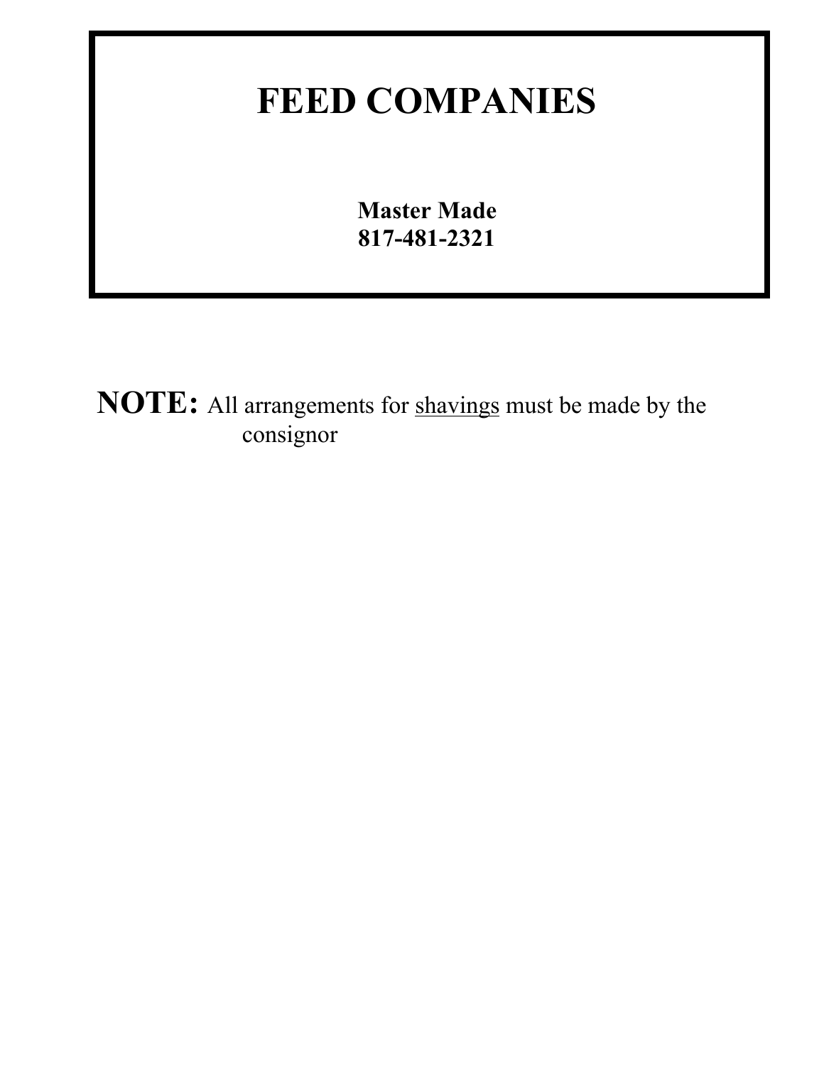# FEED COMPANIES

**Master Made**
**817-481-2321**

**NOTE:** All arrangements for <u>shavings</u> must be made by the consignor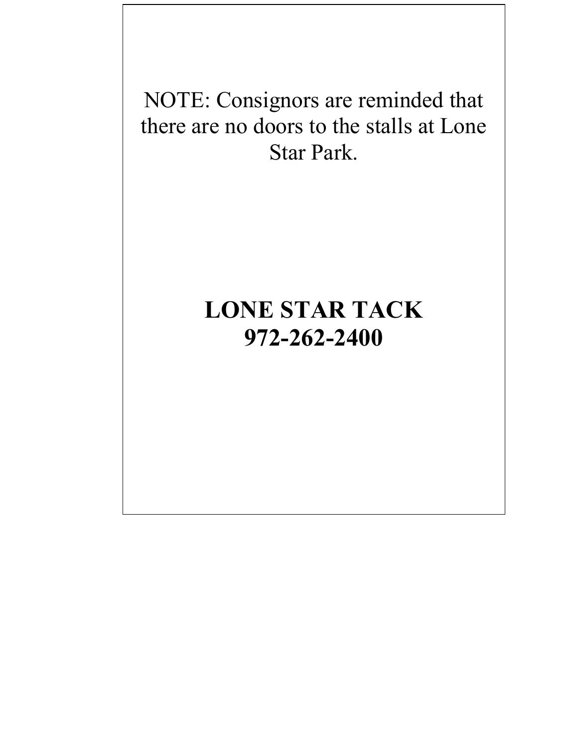NOTE: Consignors are reminded that there are no doors to the stalls at Lone Star Park.

**LONE STAR TACK**
**972-262-2400**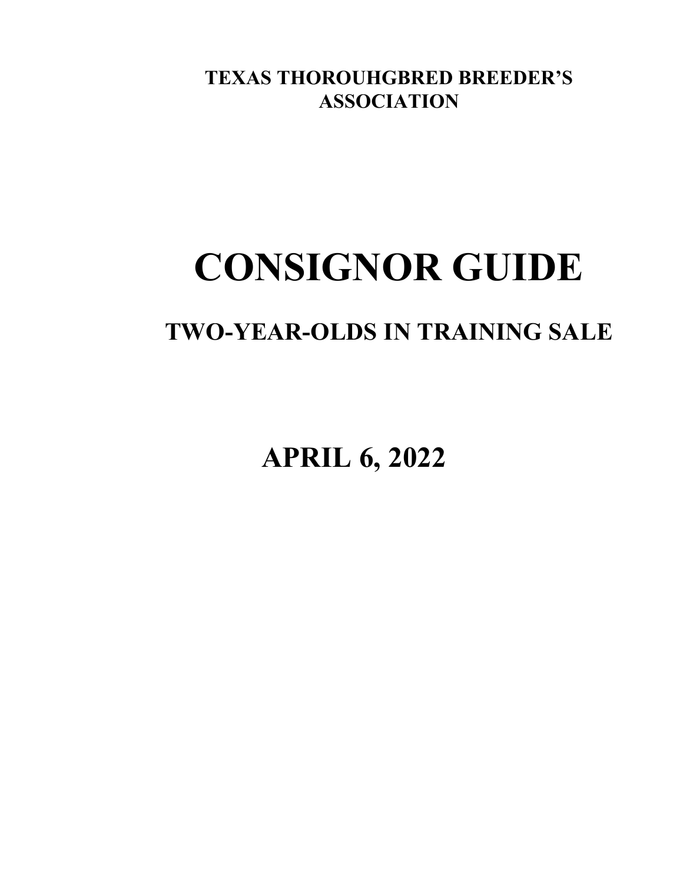**TEXAS THOROUHGBRED BREEDER'S ASSOCIATION**

# CONSIGNOR GUIDE

## TWO-YEAR-OLDS IN TRAINING SALE

## APRIL 6, 2022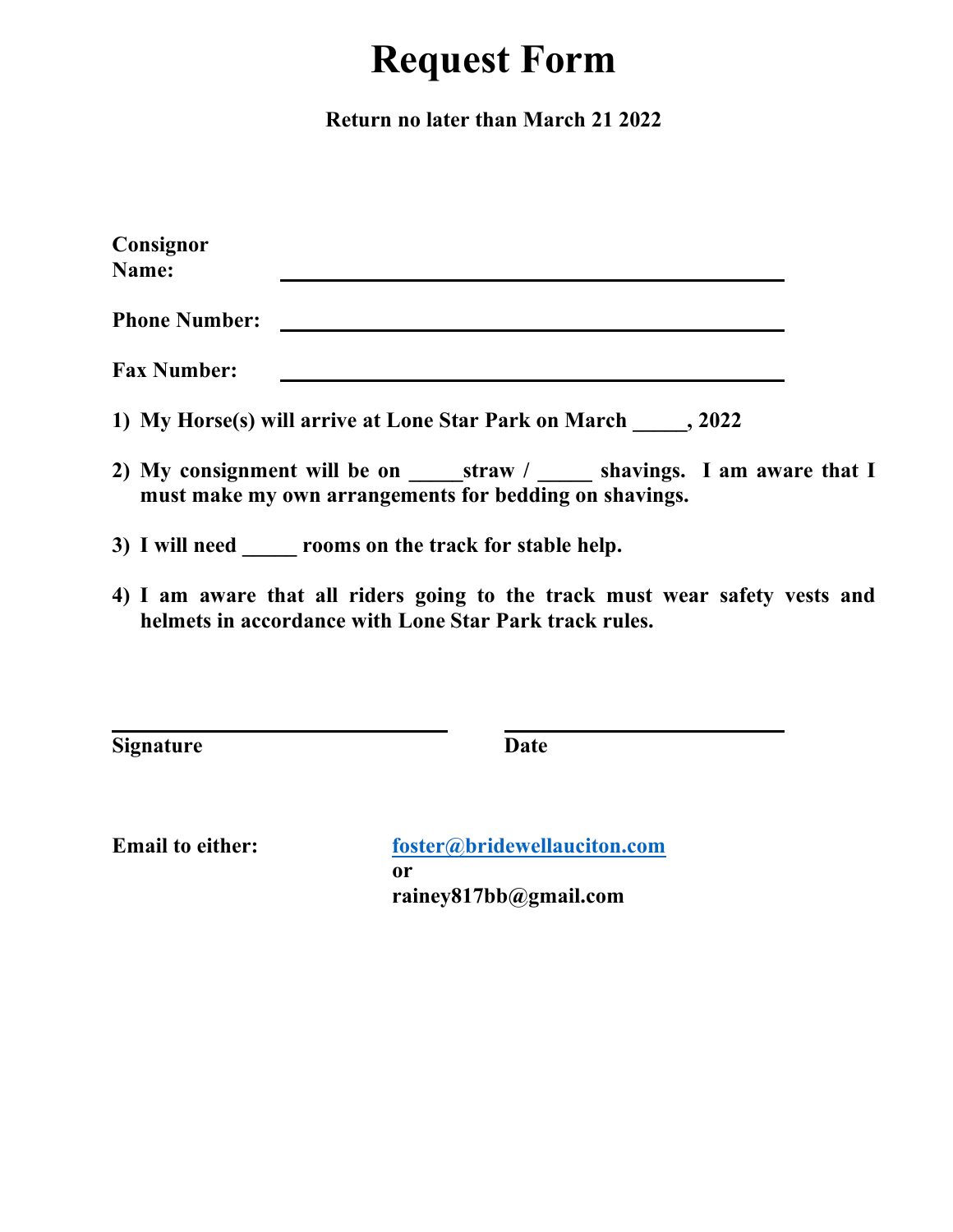# Request Form

**Return no later than March 21 2022**

**Consignor Name:** ______________________________

**Phone Number:** ______________________________

**Fax Number:** ______________________________

1) **My Horse(s) will arrive at Lone Star Park on March _____, 2022**
2) **My consignment will be on _____straw / _____ shavings. I am aware that I must make my own arrangements for bedding on shavings.**
3) **I will need _____ rooms on the track for stable help.**
4) **I am aware that all riders going to the track must wear safety vests and helmets in accordance with Lone Star Park track rules.**

______________________________ ______________________________
**Signature** **Date**

**Email to either:** foster@bridewellauciton.com
**or**
**rainey817bb@gmail.com**